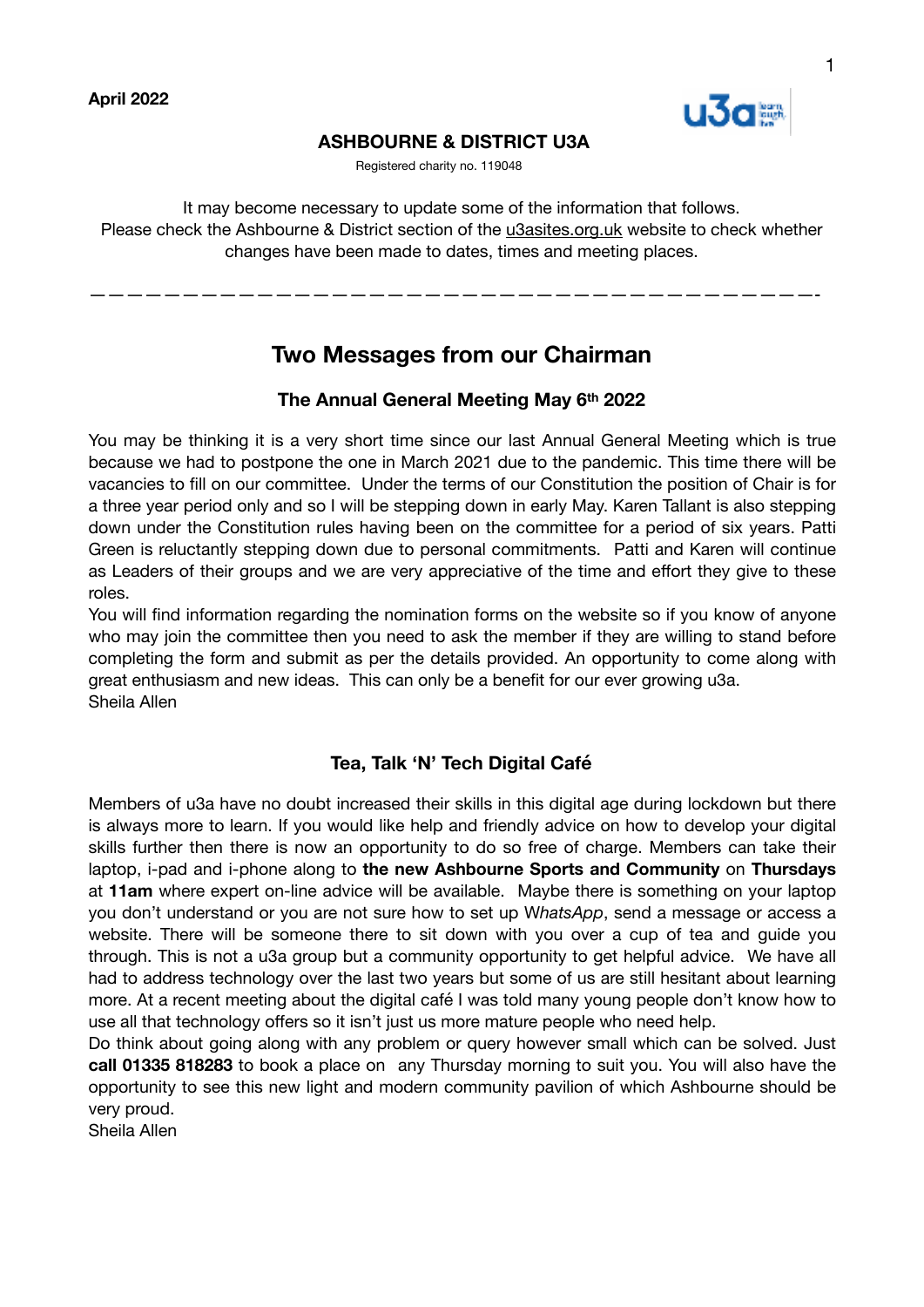**April 2022**

**ASHBOURNE & DISTRICT U3A**

Registered charity no. 119048

It may become necessary to update some of the information that follows. Please check the Ashbourne & District section of the u3asites.org.uk website to check whether changes have been made to dates, times and meeting places.

---

## Two Messages from our Chairman

### The Annual General Meeting May 6th 2022

You may be thinking it is a very short time since our last Annual General Meeting which is true because we had to postpone the one in March 2021 due to the pandemic. This time there will be vacancies to fill on our committee. Under the terms of our Constitution the position of Chair is for a three year period only and so I will be stepping down in early May. Karen Tallant is also stepping down under the Constitution rules having been on the committee for a period of six years. Patti Green is reluctantly stepping down due to personal commitments. Patti and Karen will continue as Leaders of their groups and we are very appreciative of the time and effort they give to these roles.

You will find information regarding the nomination forms on the website so if you know of anyone who may join the committee then you need to ask the member if they are willing to stand before completing the form and submit as per the details provided. An opportunity to come along with great enthusiasm and new ideas. This can only be a benefit for our ever growing u3a.

Sheila Allen

### Tea, Talk 'N' Tech Digital Café

Members of u3a have no doubt increased their skills in this digital age during lockdown but there is always more to learn. If you would like help and friendly advice on how to develop your digital skills further then there is now an opportunity to do so free of charge. Members can take their laptop, i-pad and i-phone along to **the new Ashbourne Sports and Community** on **Thursdays** at **11am** where expert on-line advice will be available. Maybe there is something on your laptop you don't understand or you are not sure how to set up W*hatsApp*, send a message or access a website. There will be someone there to sit down with you over a cup of tea and guide you through. This is not a u3a group but a community opportunity to get helpful advice. We have all had to address technology over the last two years but some of us are still hesitant about learning more. At a recent meeting about the digital café I was told many young people don't know how to use all that technology offers so it isn't just us more mature people who need help.

Do think about going along with any problem or query however small which can be solved. Just **call 01335 818283** to book a place on any Thursday morning to suit you. You will also have the opportunity to see this new light and modern community pavilion of which Ashbourne should be very proud.

Sheila Allen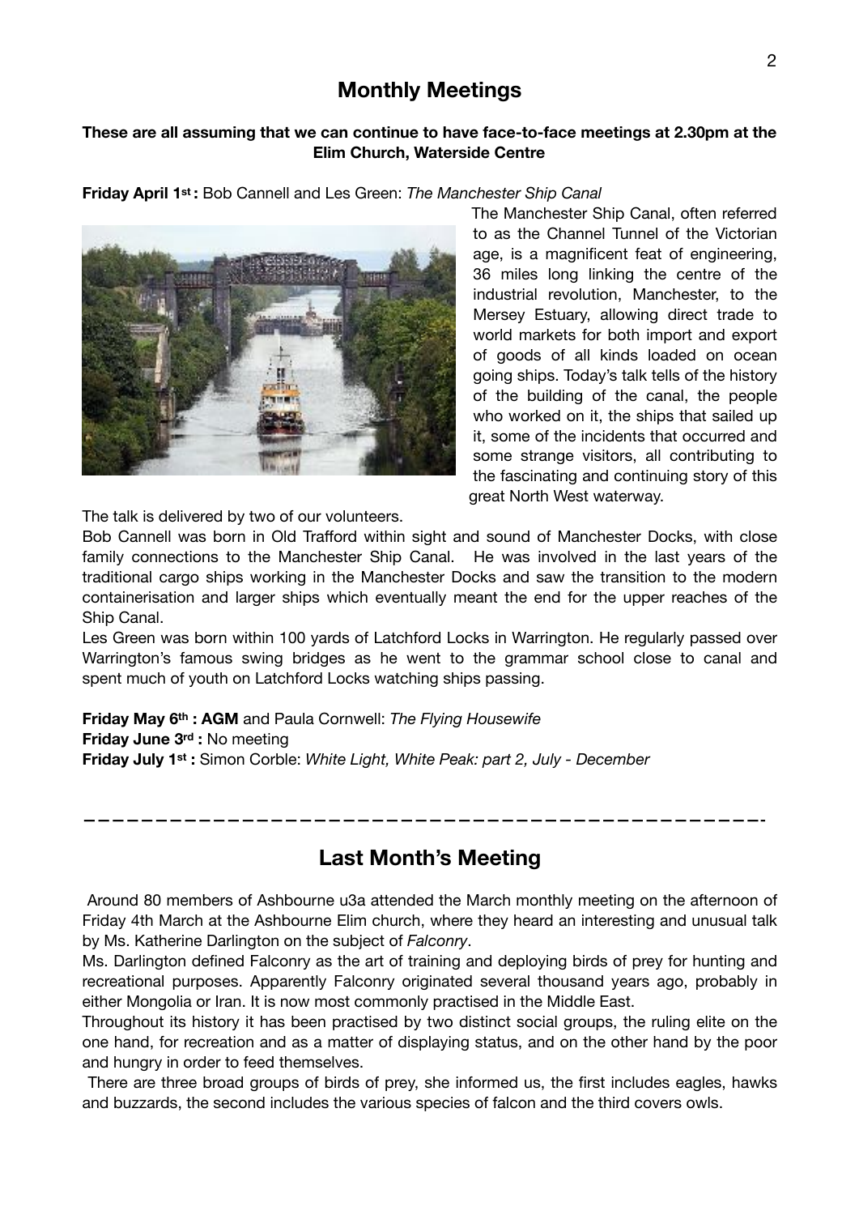## Monthly Meetings

**These are all assuming that we can continue to have face-to-face meetings at 2.30pm at the Elim Church, Waterside Centre**

**Friday April 1st :** Bob Cannell and Les Green: *The Manchester Ship Canal*

The Manchester Ship Canal, often referred to as the Channel Tunnel of the Victorian age, is a magnificent feat of engineering, 36 miles long linking the centre of the industrial revolution, Manchester, to the Mersey Estuary, allowing direct trade to world markets for both import and export of goods of all kinds loaded on ocean going ships. Today's talk tells of the history of the building of the canal, the people who worked on it, the ships that sailed up it, some of the incidents that occurred and some strange visitors, all contributing to the fascinating and continuing story of this great North West waterway.

The talk is delivered by two of our volunteers.

Bob Cannell was born in Old Trafford within sight and sound of Manchester Docks, with close family connections to the Manchester Ship Canal. He was involved in the last years of the traditional cargo ships working in the Manchester Docks and saw the transition to the modern containerisation and larger ships which eventually meant the end for the upper reaches of the Ship Canal.

Les Green was born within 100 yards of Latchford Locks in Warrington. He regularly passed over Warrington's famous swing bridges as he went to the grammar school close to canal and spent much of youth on Latchford Locks watching ships passing.

**Friday May 6th : AGM** and Paula Cornwell: *The Flying Housewife*
**Friday June 3rd :** No meeting
**Friday July 1st :** Simon Corble: *White Light, White Peak: part 2, July - December*

---

## Last Month's Meeting

Around 80 members of Ashbourne u3a attended the March monthly meeting on the afternoon of Friday 4th March at the Ashbourne Elim church, where they heard an interesting and unusual talk by Ms. Katherine Darlington on the subject of *Falconry*.

Ms. Darlington defined Falconry as the art of training and deploying birds of prey for hunting and recreational purposes. Apparently Falconry originated several thousand years ago, probably in either Mongolia or Iran. It is now most commonly practised in the Middle East.

Throughout its history it has been practised by two distinct social groups, the ruling elite on the one hand, for recreation and as a matter of displaying status, and on the other hand by the poor and hungry in order to feed themselves.

There are three broad groups of birds of prey, she informed us, the first includes eagles, hawks and buzzards, the second includes the various species of falcon and the third covers owls.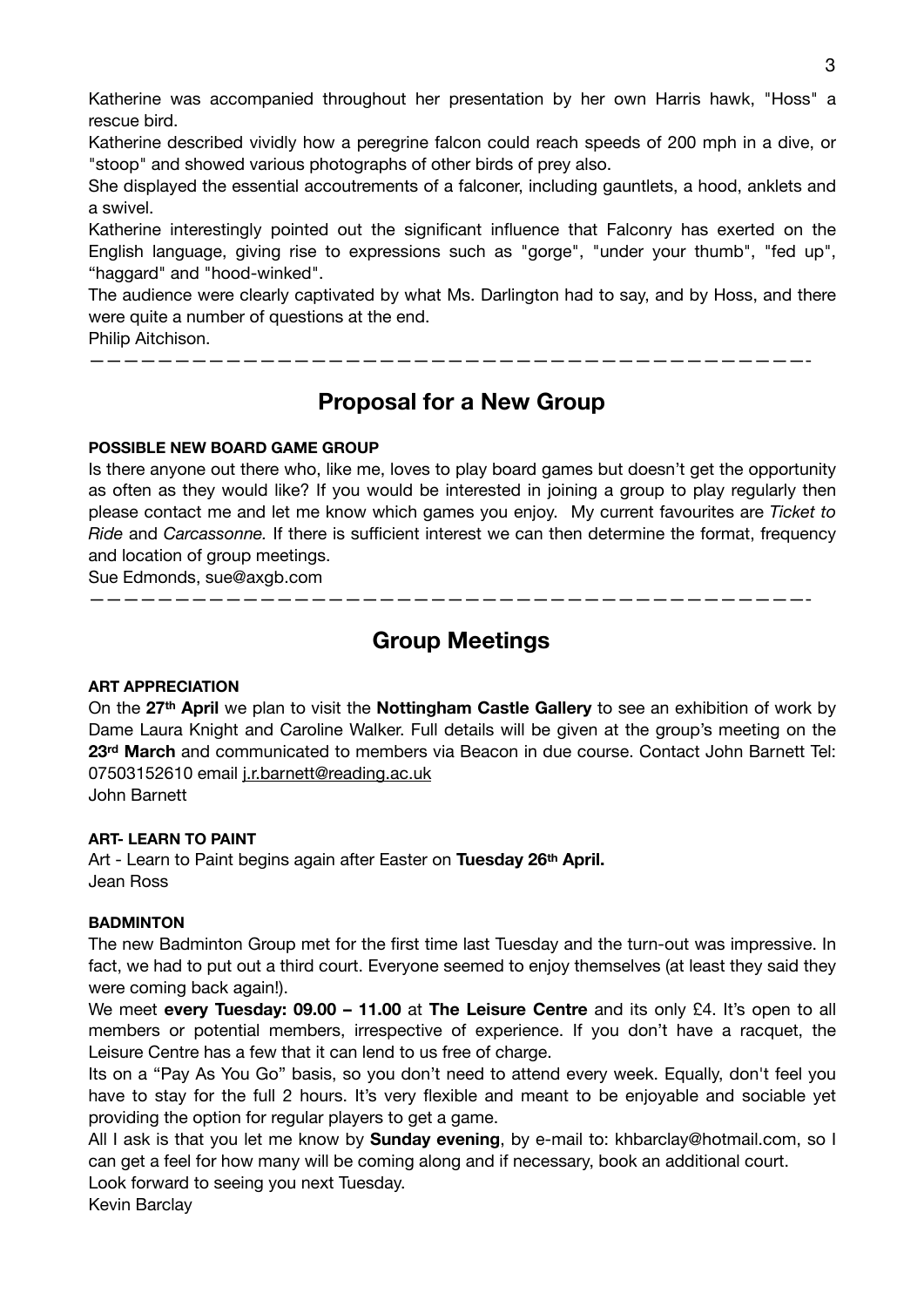Katherine was accompanied throughout her presentation by her own Harris hawk, "Hoss" a rescue bird.

Katherine described vividly how a peregrine falcon could reach speeds of 200 mph in a dive, or "stoop" and showed various photographs of other birds of prey also.

She displayed the essential accoutrements of a falconer, including gauntlets, a hood, anklets and a swivel.

Katherine interestingly pointed out the significant influence that Falconry has exerted on the English language, giving rise to expressions such as "gorge", "under your thumb", "fed up", "haggard" and "hood-winked".

The audience were clearly captivated by what Ms. Darlington had to say, and by Hoss, and there were quite a number of questions at the end.

Philip Aitchison.

---

## Proposal for a New Group

**POSSIBLE NEW BOARD GAME GROUP**

Is there anyone out there who, like me, loves to play board games but doesn't get the opportunity as often as they would like? If you would be interested in joining a group to play regularly then please contact me and let me know which games you enjoy. My current favourites are *Ticket to Ride* and *Carcassonne.* If there is sufficient interest we can then determine the format, frequency and location of group meetings.

Sue Edmonds, sue@axgb.com

---

## Group Meetings

**ART APPRECIATION**

On the **27th April** we plan to visit the **Nottingham Castle Gallery** to see an exhibition of work by Dame Laura Knight and Caroline Walker. Full details will be given at the group's meeting on the **23rd March** and communicated to members via Beacon in due course. Contact John Barnett Tel: 07503152610 email j.r.barnett@reading.ac.uk

John Barnett

**ART- LEARN TO PAINT**

Art - Learn to Paint begins again after Easter on **Tuesday 26th April.**

Jean Ross

**BADMINTON**

The new Badminton Group met for the first time last Tuesday and the turn-out was impressive. In fact, we had to put out a third court. Everyone seemed to enjoy themselves (at least they said they were coming back again!).

We meet **every Tuesday: 09.00 – 11.00** at **The Leisure Centre** and its only £4. It's open to all members or potential members, irrespective of experience. If you don't have a racquet, the Leisure Centre has a few that it can lend to us free of charge.

Its on a "Pay As You Go" basis, so you don't need to attend every week. Equally, don't feel you have to stay for the full 2 hours. It's very flexible and meant to be enjoyable and sociable yet providing the option for regular players to get a game.

All I ask is that you let me know by **Sunday evening**, by e-mail to: khbarclay@hotmail.com, so I can get a feel for how many will be coming along and if necessary, book an additional court.

Look forward to seeing you next Tuesday.

Kevin Barclay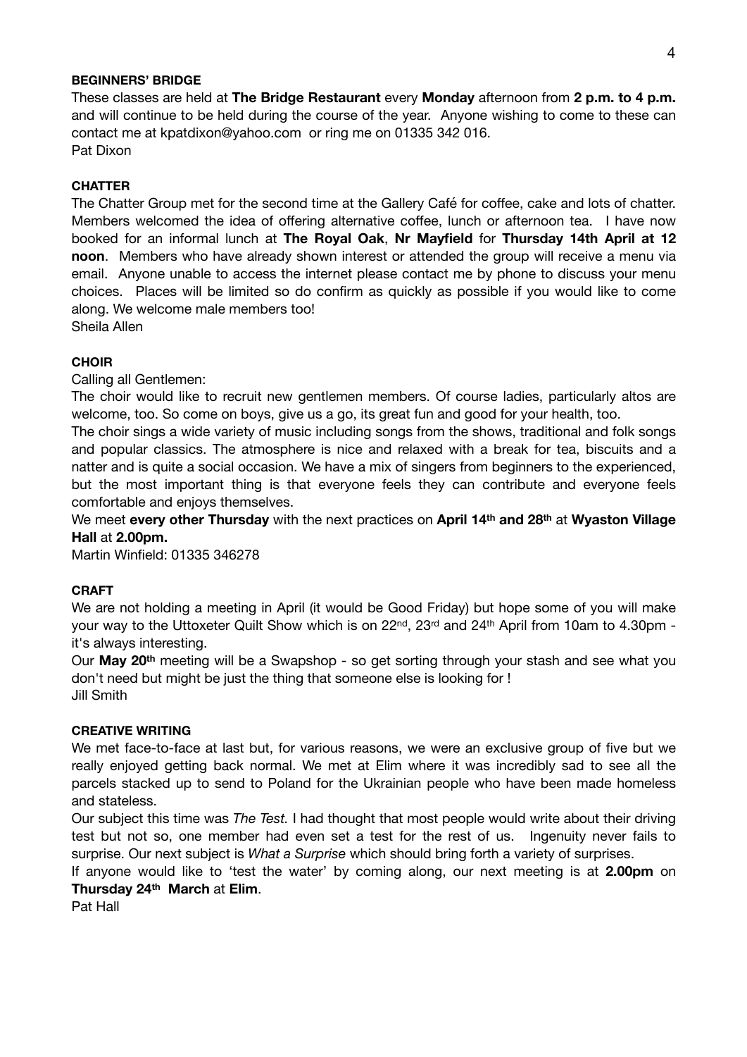**BEGINNERS' BRIDGE**

These classes are held at **The Bridge Restaurant** every **Monday** afternoon from **2 p.m. to 4 p.m.** and will continue to be held during the course of the year. Anyone wishing to come to these can contact me at kpatdixon@yahoo.com or ring me on 01335 342 016.
Pat Dixon

**CHATTER**

The Chatter Group met for the second time at the Gallery Café for coffee, cake and lots of chatter. Members welcomed the idea of offering alternative coffee, lunch or afternoon tea. I have now booked for an informal lunch at **The Royal Oak**, **Nr Mayfield** for **Thursday 14th April at 12 noon**. Members who have already shown interest or attended the group will receive a menu via email. Anyone unable to access the internet please contact me by phone to discuss your menu choices. Places will be limited so do confirm as quickly as possible if you would like to come along. We welcome male members too!
Sheila Allen

**CHOIR**

Calling all Gentlemen:

The choir would like to recruit new gentlemen members. Of course ladies, particularly altos are welcome, too. So come on boys, give us a go, its great fun and good for your health, too.

The choir sings a wide variety of music including songs from the shows, traditional and folk songs and popular classics. The atmosphere is nice and relaxed with a break for tea, biscuits and a natter and is quite a social occasion. We have a mix of singers from beginners to the experienced, but the most important thing is that everyone feels they can contribute and everyone feels comfortable and enjoys themselves.

We meet **every other Thursday** with the next practices on **April 14th and 28th** at **Wyaston Village Hall** at **2.00pm.**

Martin Winfield: 01335 346278

**CRAFT**

We are not holding a meeting in April (it would be Good Friday) but hope some of you will make your way to the Uttoxeter Quilt Show which is on 22nd, 23rd and 24th April from 10am to 4.30pm - it's always interesting.

Our **May 20th** meeting will be a Swapshop - so get sorting through your stash and see what you don't need but might be just the thing that someone else is looking for !
Jill Smith

**CREATIVE WRITING**

We met face-to-face at last but, for various reasons, we were an exclusive group of five but we really enjoyed getting back normal. We met at Elim where it was incredibly sad to see all the parcels stacked up to send to Poland for the Ukrainian people who have been made homeless and stateless.

Our subject this time was *The Test.* I had thought that most people would write about their driving test but not so, one member had even set a test for the rest of us. Ingenuity never fails to surprise. Our next subject is *What a Surprise* which should bring forth a variety of surprises.

If anyone would like to 'test the water' by coming along, our next meeting is at **2.00pm** on **Thursday 24th March** at **Elim**.

Pat Hall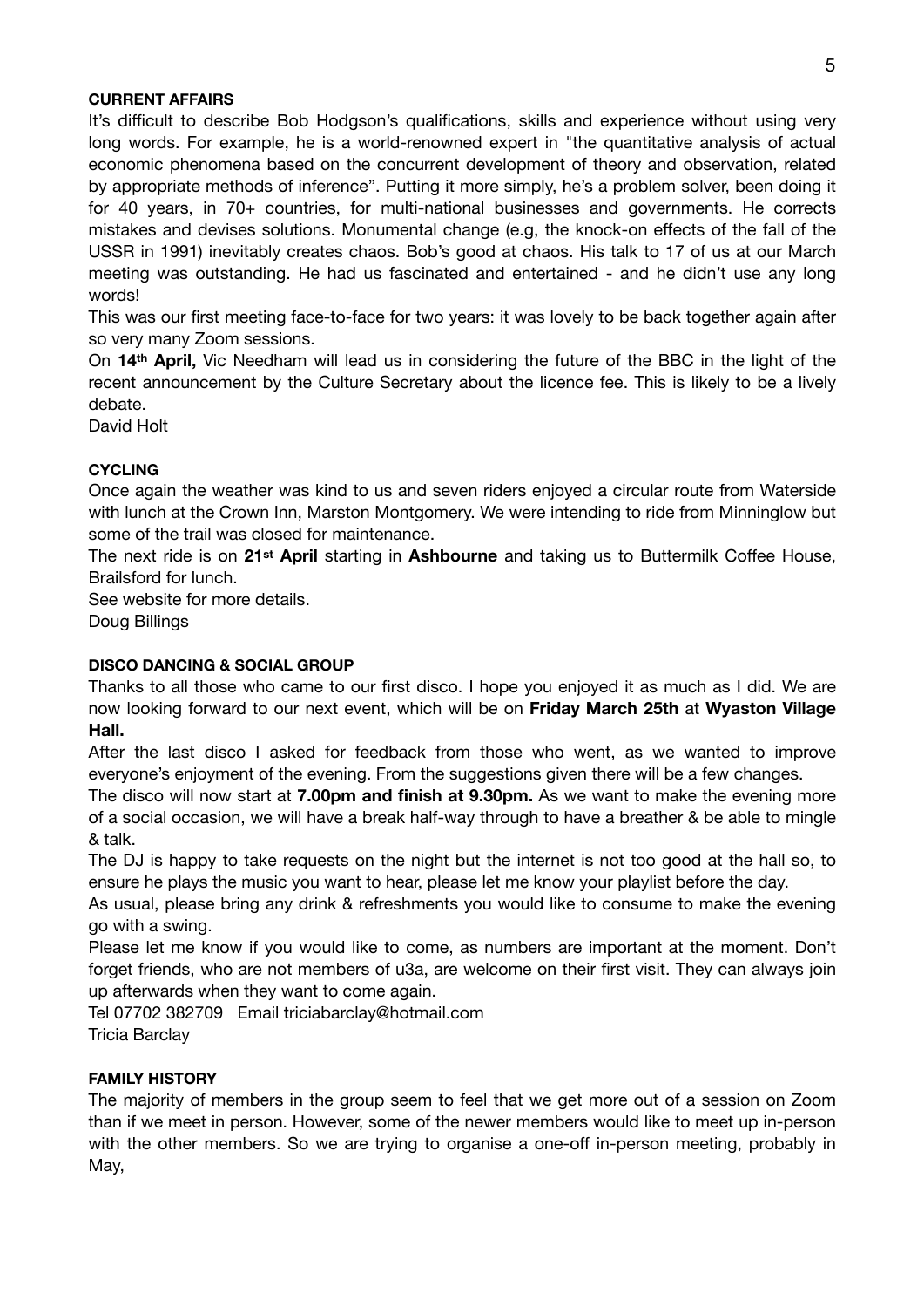## CURRENT AFFAIRS

It's difficult to describe Bob Hodgson's qualifications, skills and experience without using very long words. For example, he is a world-renowned expert in "the quantitative analysis of actual economic phenomena based on the concurrent development of theory and observation, related by appropriate methods of inference". Putting it more simply, he's a problem solver, been doing it for 40 years, in 70+ countries, for multi-national businesses and governments. He corrects mistakes and devises solutions. Monumental change (e.g, the knock-on effects of the fall of the USSR in 1991) inevitably creates chaos. Bob's good at chaos. His talk to 17 of us at our March meeting was outstanding. He had us fascinated and entertained - and he didn't use any long words!

This was our first meeting face-to-face for two years: it was lovely to be back together again after so very many Zoom sessions.

On **14th April,** Vic Needham will lead us in considering the future of the BBC in the light of the recent announcement by the Culture Secretary about the licence fee. This is likely to be a lively debate.

David Holt

## CYCLING

Once again the weather was kind to us and seven riders enjoyed a circular route from Waterside with lunch at the Crown Inn, Marston Montgomery. We were intending to ride from Minninglow but some of the trail was closed for maintenance.

The next ride is on **21st April** starting in **Ashbourne** and taking us to Buttermilk Coffee House, Brailsford for lunch.

See website for more details.

Doug Billings

## DISCO DANCING & SOCIAL GROUP

Thanks to all those who came to our first disco. I hope you enjoyed it as much as I did. We are now looking forward to our next event, which will be on **Friday March 25th** at **Wyaston Village Hall.**

After the last disco I asked for feedback from those who went, as we wanted to improve everyone's enjoyment of the evening. From the suggestions given there will be a few changes.

The disco will now start at **7.00pm and finish at 9.30pm.** As we want to make the evening more of a social occasion, we will have a break half-way through to have a breather & be able to mingle & talk.

The DJ is happy to take requests on the night but the internet is not too good at the hall so, to ensure he plays the music you want to hear, please let me know your playlist before the day.

As usual, please bring any drink & refreshments you would like to consume to make the evening go with a swing.

Please let me know if you would like to come, as numbers are important at the moment. Don't forget friends, who are not members of u3a, are welcome on their first visit. They can always join up afterwards when they want to come again.

Tel 07702 382709 Email triciabarclay@hotmail.com

Tricia Barclay

## FAMILY HISTORY

The majority of members in the group seem to feel that we get more out of a session on Zoom than if we meet in person. However, some of the newer members would like to meet up in-person with the other members. So we are trying to organise a one-off in-person meeting, probably in May,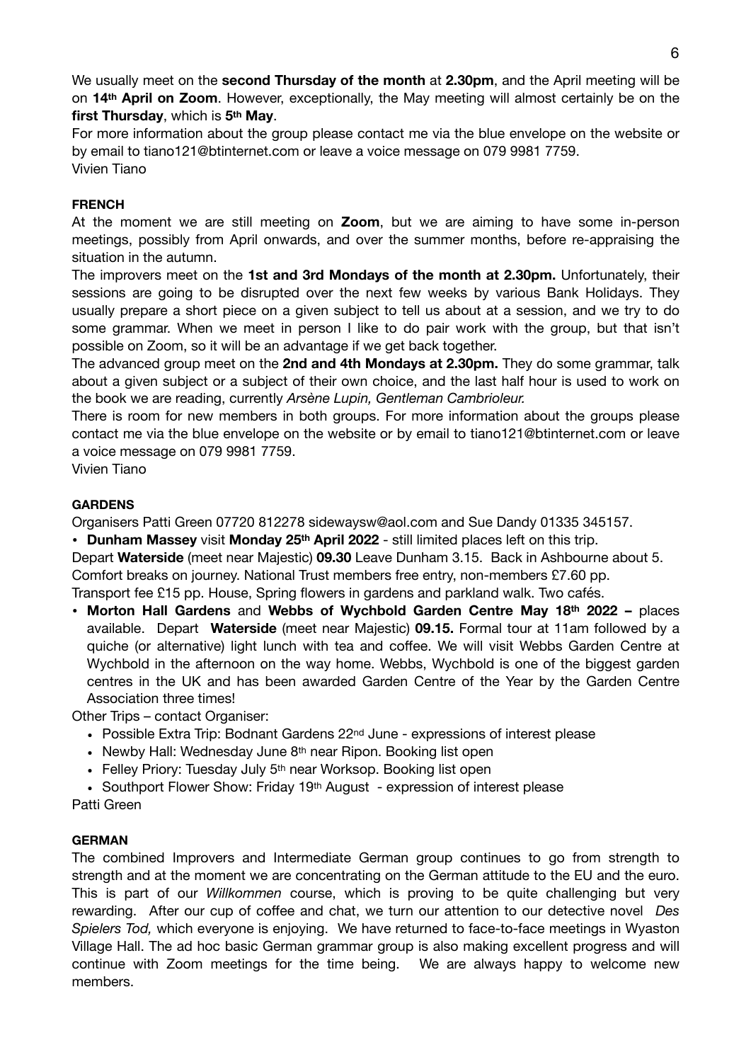We usually meet on the **second Thursday of the month** at **2.30pm**, and the April meeting will be on **14th April on Zoom**. However, exceptionally, the May meeting will almost certainly be on the **first Thursday**, which is **5th May**.

For more information about the group please contact me via the blue envelope on the website or by email to tiano121@btinternet.com or leave a voice message on 079 9981 7759.

Vivien Tiano

**FRENCH**

At the moment we are still meeting on **Zoom**, but we are aiming to have some in-person meetings, possibly from April onwards, and over the summer months, before re-appraising the situation in the autumn.

The improvers meet on the **1st and 3rd Mondays of the month at 2.30pm.** Unfortunately, their sessions are going to be disrupted over the next few weeks by various Bank Holidays. They usually prepare a short piece on a given subject to tell us about at a session, and we try to do some grammar. When we meet in person I like to do pair work with the group, but that isn't possible on Zoom, so it will be an advantage if we get back together.

The advanced group meet on the **2nd and 4th Mondays at 2.30pm.** They do some grammar, talk about a given subject or a subject of their own choice, and the last half hour is used to work on the book we are reading, currently *Arsène Lupin, Gentleman Cambrioleur.*

There is room for new members in both groups. For more information about the groups please contact me via the blue envelope on the website or by email to tiano121@btinternet.com or leave a voice message on 079 9981 7759.

Vivien Tiano

**GARDENS**

Organisers Patti Green 07720 812278 sidewaysw@aol.com and Sue Dandy 01335 345157.

- **Dunham Massey** visit **Monday 25th April 2022** - still limited places left on this trip.

Depart **Waterside** (meet near Majestic) **09.30** Leave Dunham 3.15. Back in Ashbourne about 5. Comfort breaks on journey. National Trust members free entry, non-members £7.60 pp. Transport fee £15 pp. House, Spring flowers in gardens and parkland walk. Two cafés.

- **Morton Hall Gardens** and **Webbs of Wychbold Garden Centre May 18th 2022 –** places available. Depart **Waterside** (meet near Majestic) **09.15.** Formal tour at 11am followed by a quiche (or alternative) light lunch with tea and coffee. We will visit Webbs Garden Centre at Wychbold in the afternoon on the way home. Webbs, Wychbold is one of the biggest garden centres in the UK and has been awarded Garden Centre of the Year by the Garden Centre Association three times!

Other Trips – contact Organiser:

- Possible Extra Trip: Bodnant Gardens 22nd June - expressions of interest please
- Newby Hall: Wednesday June 8th near Ripon. Booking list open
- Felley Priory: Tuesday July 5th near Worksop. Booking list open
- Southport Flower Show: Friday 19th August - expression of interest please

Patti Green

**GERMAN**

The combined Improvers and Intermediate German group continues to go from strength to strength and at the moment we are concentrating on the German attitude to the EU and the euro. This is part of our *Willkommen* course, which is proving to be quite challenging but very rewarding. After our cup of coffee and chat, we turn our attention to our detective novel *Des Spielers Tod,* which everyone is enjoying. We have returned to face-to-face meetings in Wyaston Village Hall. The ad hoc basic German grammar group is also making excellent progress and will continue with Zoom meetings for the time being. We are always happy to welcome new members.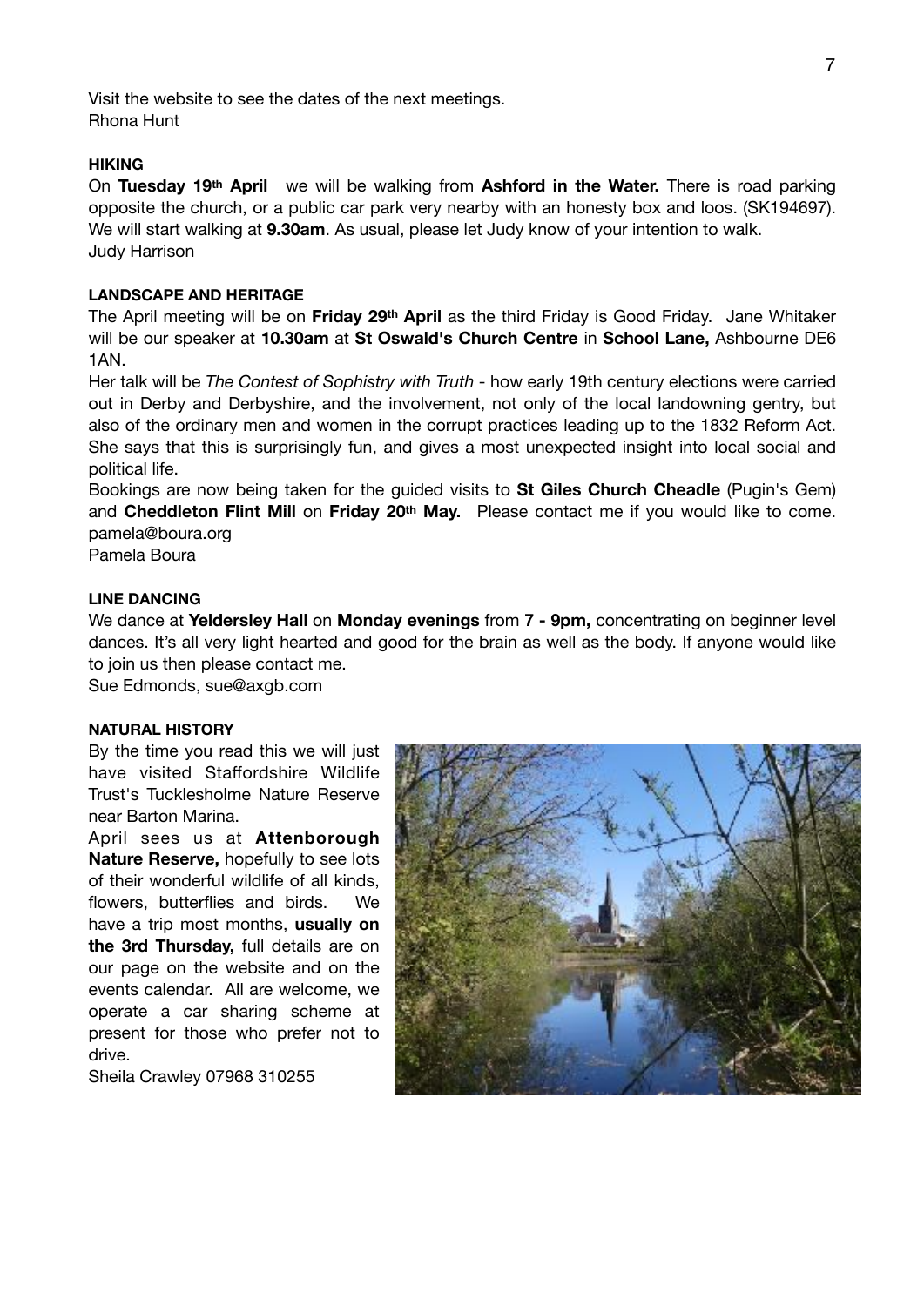Visit the website to see the dates of the next meetings.
Rhona Hunt

**HIKING**

On **Tuesday 19th April** we will be walking from **Ashford in the Water.** There is road parking opposite the church, or a public car park very nearby with an honesty box and loos. (SK194697). We will start walking at **9.30am**. As usual, please let Judy know of your intention to walk.
Judy Harrison

**LANDSCAPE AND HERITAGE**

The April meeting will be on **Friday 29th April** as the third Friday is Good Friday. Jane Whitaker will be our speaker at **10.30am** at **St Oswald's Church Centre** in **School Lane,** Ashbourne DE6 1AN.

Her talk will be *The Contest of Sophistry with Truth* - how early 19th century elections were carried out in Derby and Derbyshire, and the involvement, not only of the local landowning gentry, but also of the ordinary men and women in the corrupt practices leading up to the 1832 Reform Act. She says that this is surprisingly fun, and gives a most unexpected insight into local social and political life.

Bookings are now being taken for the guided visits to **St Giles Church Cheadle** (Pugin's Gem) and **Cheddleton Flint Mill** on **Friday 20th May.** Please contact me if you would like to come. pamela@boura.org
Pamela Boura

**LINE DANCING**

We dance at **Yeldersley Hall** on **Monday evenings** from **7 - 9pm,** concentrating on beginner level dances. It's all very light hearted and good for the brain as well as the body. If anyone would like to join us then please contact me.
Sue Edmonds, sue@axgb.com

**NATURAL HISTORY**

By the time you read this we will just have visited Staffordshire Wildlife Trust's Tucklesholme Nature Reserve near Barton Marina.

April sees us at **Attenborough Nature Reserve,** hopefully to see lots of their wonderful wildlife of all kinds, flowers, butterflies and birds. We have a trip most months, **usually on the 3rd Thursday,** full details are on our page on the website and on the events calendar. All are welcome, we operate a car sharing scheme at present for those who prefer not to drive.
Sheila Crawley 07968 310255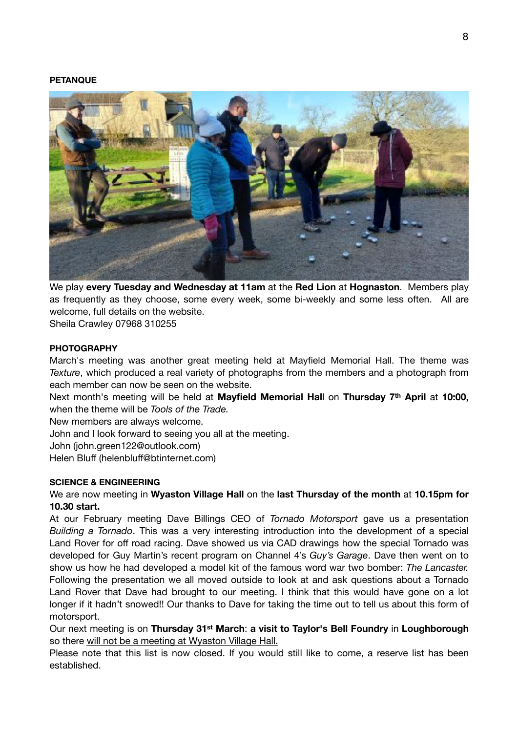**PETANQUE**

We play **every Tuesday and Wednesday at 11am** at the **Red Lion** at **Hognaston**. Members play as frequently as they choose, some every week, some bi-weekly and some less often. All are welcome, full details on the website.

Sheila Crawley 07968 310255

**PHOTOGRAPHY**

March's meeting was another great meeting held at Mayfield Memorial Hall. The theme was *Texture*, which produced a real variety of photographs from the members and a photograph from each member can now be seen on the website.

Next month's meeting will be held at **Mayfield Memorial Hal**l on **Thursday 7th April** at **10:00,** when the theme will be *Tools of the Trade.*

New members are always welcome.

John and I look forward to seeing you all at the meeting.

John (john.green122@outlook.com)

Helen Bluff (helenbluff@btinternet.com)

**SCIENCE & ENGINEERING**

We are now meeting in **Wyaston Village Hall** on the **last Thursday of the month** at **10.15pm for 10.30 start.**

At our February meeting Dave Billings CEO of *Tornado Motorsport* gave us a presentation *Building a Tornado*. This was a very interesting introduction into the development of a special Land Rover for off road racing. Dave showed us via CAD drawings how the special Tornado was developed for Guy Martin's recent program on Channel 4's *Guy's Garage*. Dave then went on to show us how he had developed a model kit of the famous word war two bomber: *The Lancaster.* Following the presentation we all moved outside to look at and ask questions about a Tornado Land Rover that Dave had brought to our meeting. I think that this would have gone on a lot longer if it hadn't snowed!! Our thanks to Dave for taking the time out to tell us about this form of motorsport.

Our next meeting is on **Thursday 31st March**: **a visit to Taylor's Bell Foundry** in **Loughborough** so there <u>will not be a meeting at Wyaston Village Hall.</u>

Please note that this list is now closed. If you would still like to come, a reserve list has been established.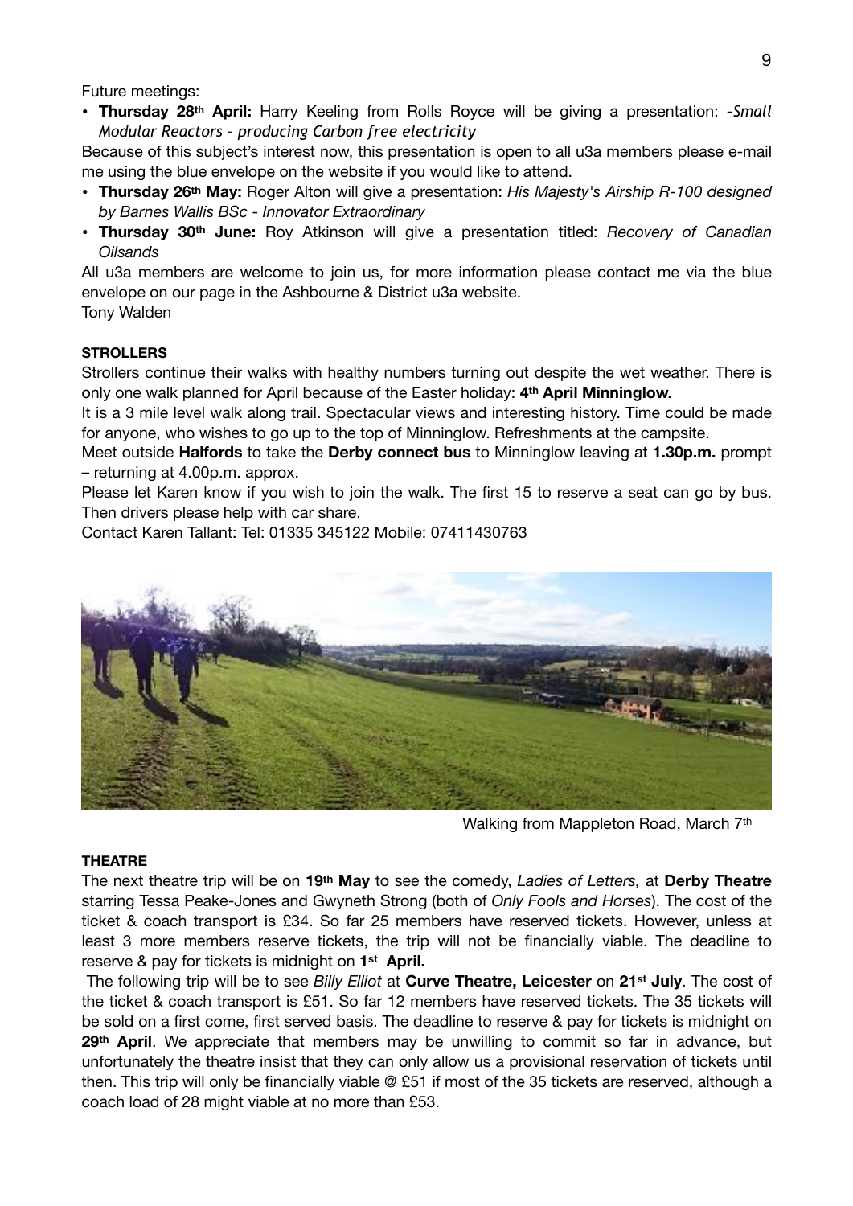Future meetings:

- **Thursday 28th April:** Harry Keeling from Rolls Royce will be giving a presentation: -*Small Modular Reactors - producing Carbon free electricity*

Because of this subject's interest now, this presentation is open to all u3a members please e-mail me using the blue envelope on the website if you would like to attend.

- **Thursday 26th May:** Roger Alton will give a presentation: *His Majesty's Airship R-100 designed by Barnes Wallis BSc - Innovator Extraordinary*
- **Thursday 30th June:** Roy Atkinson will give a presentation titled: *Recovery of Canadian Oilsands*

All u3a members are welcome to join us, for more information please contact me via the blue envelope on our page in the Ashbourne & District u3a website.
Tony Walden

**STROLLERS**

Strollers continue their walks with healthy numbers turning out despite the wet weather. There is only one walk planned for April because of the Easter holiday: **4th April Minninglow.**

It is a 3 mile level walk along trail. Spectacular views and interesting history. Time could be made for anyone, who wishes to go up to the top of Minninglow. Refreshments at the campsite.

Meet outside **Halfords** to take the **Derby connect bus** to Minninglow leaving at **1.30p.m.** prompt – returning at 4.00p.m. approx.

Please let Karen know if you wish to join the walk. The first 15 to reserve a seat can go by bus. Then drivers please help with car share.

Contact Karen Tallant: Tel: 01335 345122 Mobile: 07411430763

Walking from Mappleton Road, March 7th

**THEATRE**

The next theatre trip will be on **19th May** to see the comedy, *Ladies of Letters,* at **Derby Theatre** starring Tessa Peake-Jones and Gwyneth Strong (both of *Only Fools and Horses*). The cost of the ticket & coach transport is £34. So far 25 members have reserved tickets. However, unless at least 3 more members reserve tickets, the trip will not be financially viable. The deadline to reserve & pay for tickets is midnight on **1st April.**

The following trip will be to see *Billy Elliot* at **Curve Theatre, Leicester** on **21st July**. The cost of the ticket & coach transport is £51. So far 12 members have reserved tickets. The 35 tickets will be sold on a first come, first served basis. The deadline to reserve & pay for tickets is midnight on **29th April**. We appreciate that members may be unwilling to commit so far in advance, but unfortunately the theatre insist that they can only allow us a provisional reservation of tickets until then. This trip will only be financially viable @ £51 if most of the 35 tickets are reserved, although a coach load of 28 might viable at no more than £53.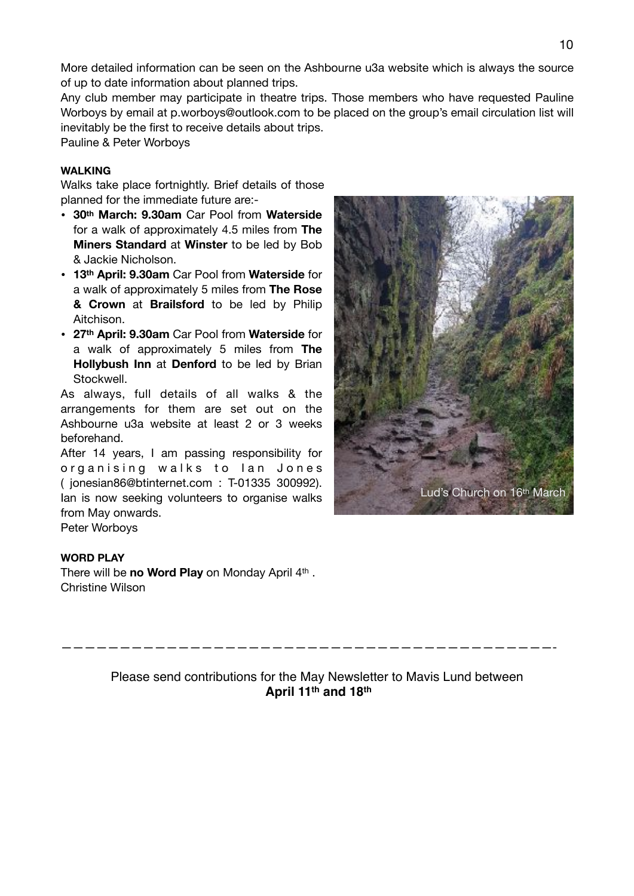More detailed information can be seen on the Ashbourne u3a website which is always the source of up to date information about planned trips.

Any club member may participate in theatre trips. Those members who have requested Pauline Worboys by email at p.worboys@outlook.com to be placed on the group's email circulation list will inevitably be the first to receive details about trips.

Pauline & Peter Worboys

**WALKING**

Walks take place fortnightly. Brief details of those planned for the immediate future are:-

- **30th March: 9.30am** Car Pool from **Waterside** for a walk of approximately 4.5 miles from **The Miners Standard** at **Winster** to be led by Bob & Jackie Nicholson.
- **13th April: 9.30am** Car Pool from **Waterside** for a walk of approximately 5 miles from **The Rose & Crown** at **Brailsford** to be led by Philip Aitchison.
- **27th April: 9.30am** Car Pool from **Waterside** for a walk of approximately 5 miles from **The Hollybush Inn** at **Denford** to be led by Brian Stockwell.

As always, full details of all walks & the arrangements for them are set out on the Ashbourne u3a website at least 2 or 3 weeks beforehand.

After 14 years, I am passing responsibility for organising walks to Ian Jones ( jonesian86@btinternet.com : T-01335 300992). Ian is now seeking volunteers to organise walks from May onwards.

Peter Worboys

Lud's Church on 16th March

**WORD PLAY**

There will be **no Word Play** on Monday April 4th .

Christine Wilson

---

Please send contributions for the May Newsletter to Mavis Lund between **April 11th and 18th**